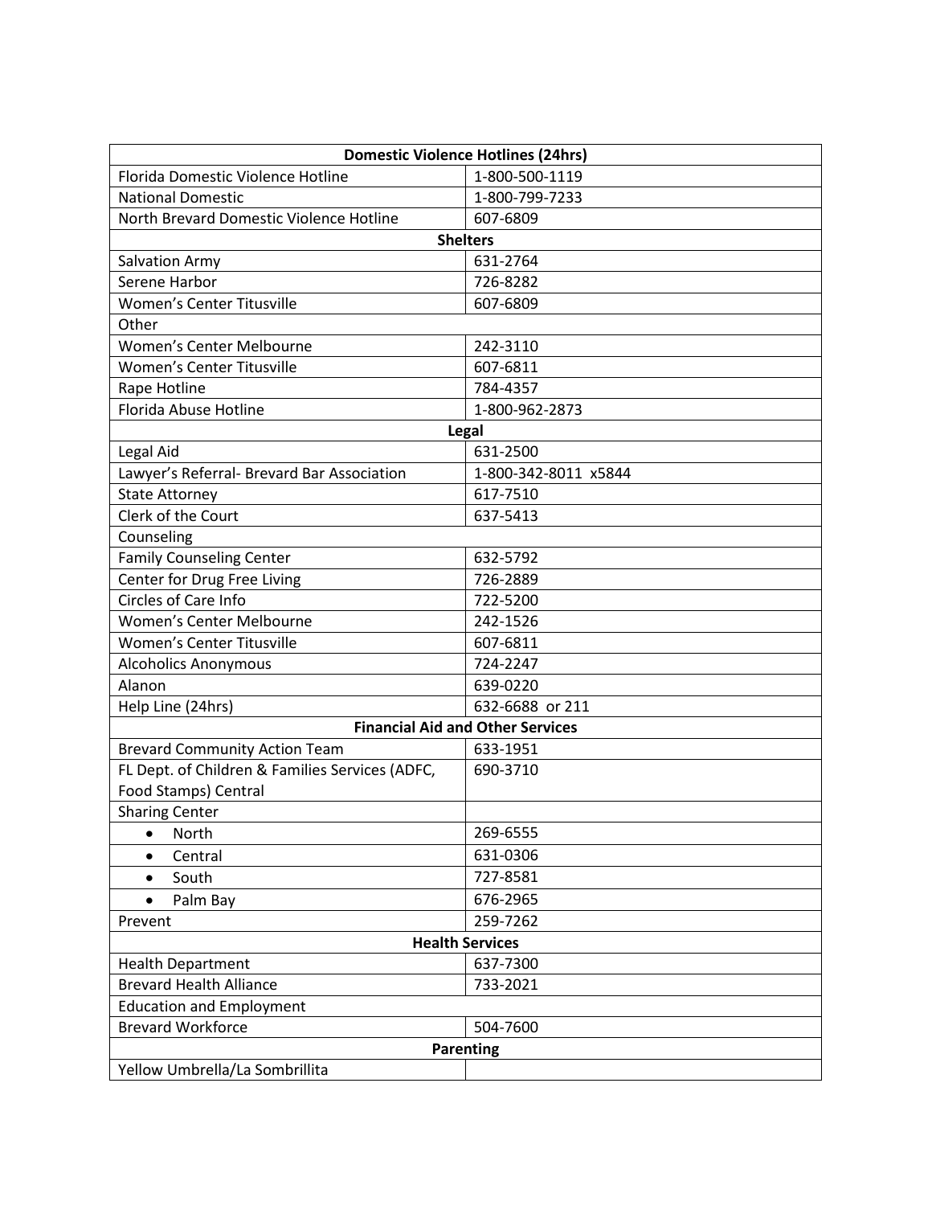| Domestic Violence Hotlines (24hrs) | |
|---|---|
| Florida Domestic Violence Hotline | 1-800-500-1119 |
| National Domestic | 1-800-799-7233 |
| North Brevard Domestic Violence Hotline | 607-6809 |
| **Shelters** | |
| Salvation Army | 631-2764 |
| Serene Harbor | 726-8282 |
| Women's Center Titusville | 607-6809 |
| Other | |
| Women's Center Melbourne | 242-3110 |
| Women's Center Titusville | 607-6811 |
| Rape Hotline | 784-4357 |
| Florida Abuse Hotline | 1-800-962-2873 |
| **Legal** | |
| Legal Aid | 631-2500 |
| Lawyer's Referral- Brevard Bar Association | 1-800-342-8011 x5844 |
| State Attorney | 617-7510 |
| Clerk of the Court | 637-5413 |
| Counseling | |
| Family Counseling Center | 632-5792 |
| Center for Drug Free Living | 726-2889 |
| Circles of Care Info | 722-5200 |
| Women's Center Melbourne | 242-1526 |
| Women's Center Titusville | 607-6811 |
| Alcoholics Anonymous | 724-2247 |
| Alanon | 639-0220 |
| Help Line (24hrs) | 632-6688 or 211 |
| **Financial Aid and Other Services** | |
| Brevard Community Action Team | 633-1951 |
| FL Dept. of Children & Families Services (ADFC, Food Stamps) Central | 690-3710 |
| Sharing Center | |
| • North | 269-6555 |
| • Central | 631-0306 |
| • South | 727-8581 |
| • Palm Bay | 676-2965 |
| Prevent | 259-7262 |
| **Health Services** | |
| Health Department | 637-7300 |
| Brevard Health Alliance | 733-2021 |
| Education and Employment | |
| Brevard Workforce | 504-7600 |
| **Parenting** | |
| Yellow Umbrella/La Sombrillita | |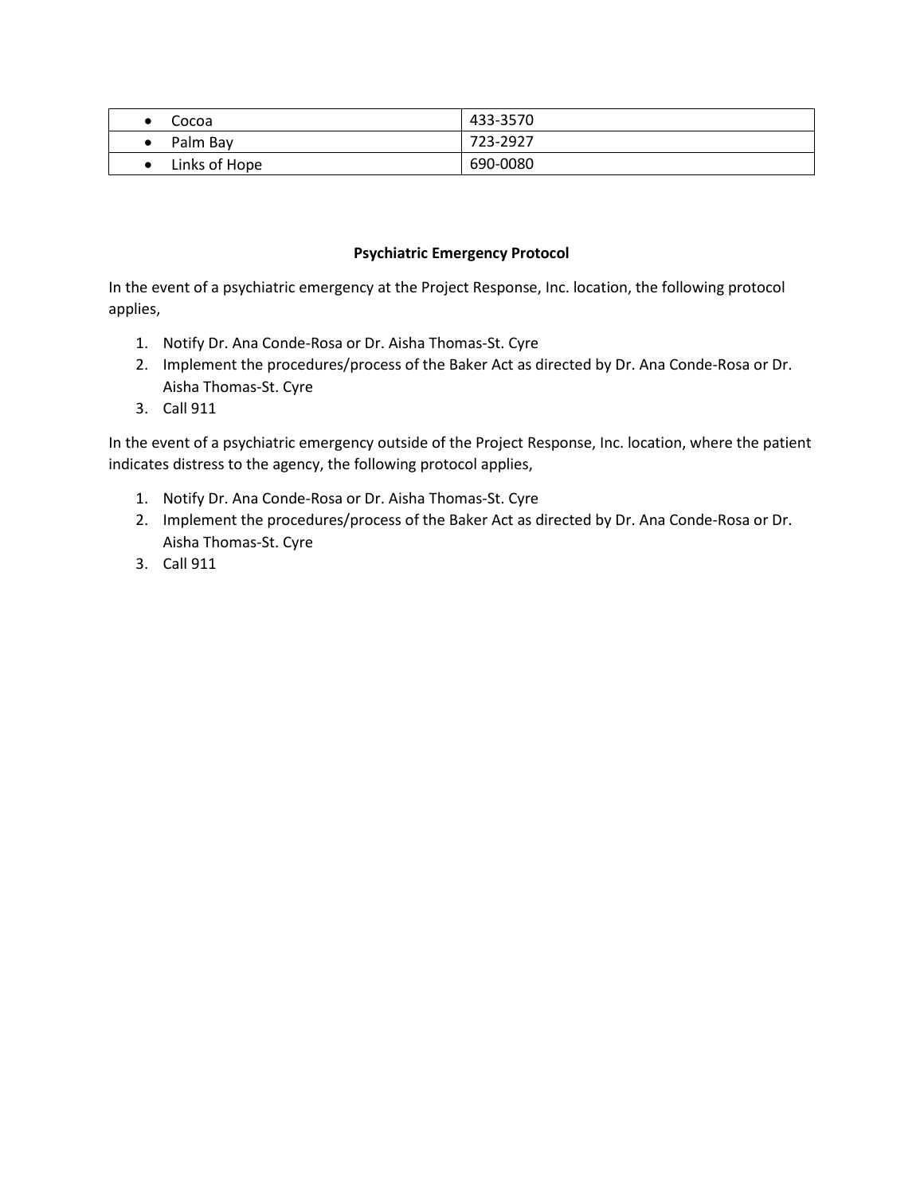| | |
|---|---|
| • Cocoa | 433-3570 |
| • Palm Bay | 723-2927 |
| • Links of Hope | 690-0080 |

**Psychiatric Emergency Protocol**

In the event of a psychiatric emergency at the Project Response, Inc. location, the following protocol applies,

1. Notify Dr. Ana Conde-Rosa or Dr. Aisha Thomas-St. Cyre
2. Implement the procedures/process of the Baker Act as directed by Dr. Ana Conde-Rosa or Dr. Aisha Thomas-St. Cyre
3. Call 911

In the event of a psychiatric emergency outside of the Project Response, Inc. location, where the patient indicates distress to the agency, the following protocol applies,

1. Notify Dr. Ana Conde-Rosa or Dr. Aisha Thomas-St. Cyre
2. Implement the procedures/process of the Baker Act as directed by Dr. Ana Conde-Rosa or Dr. Aisha Thomas-St. Cyre
3. Call 911